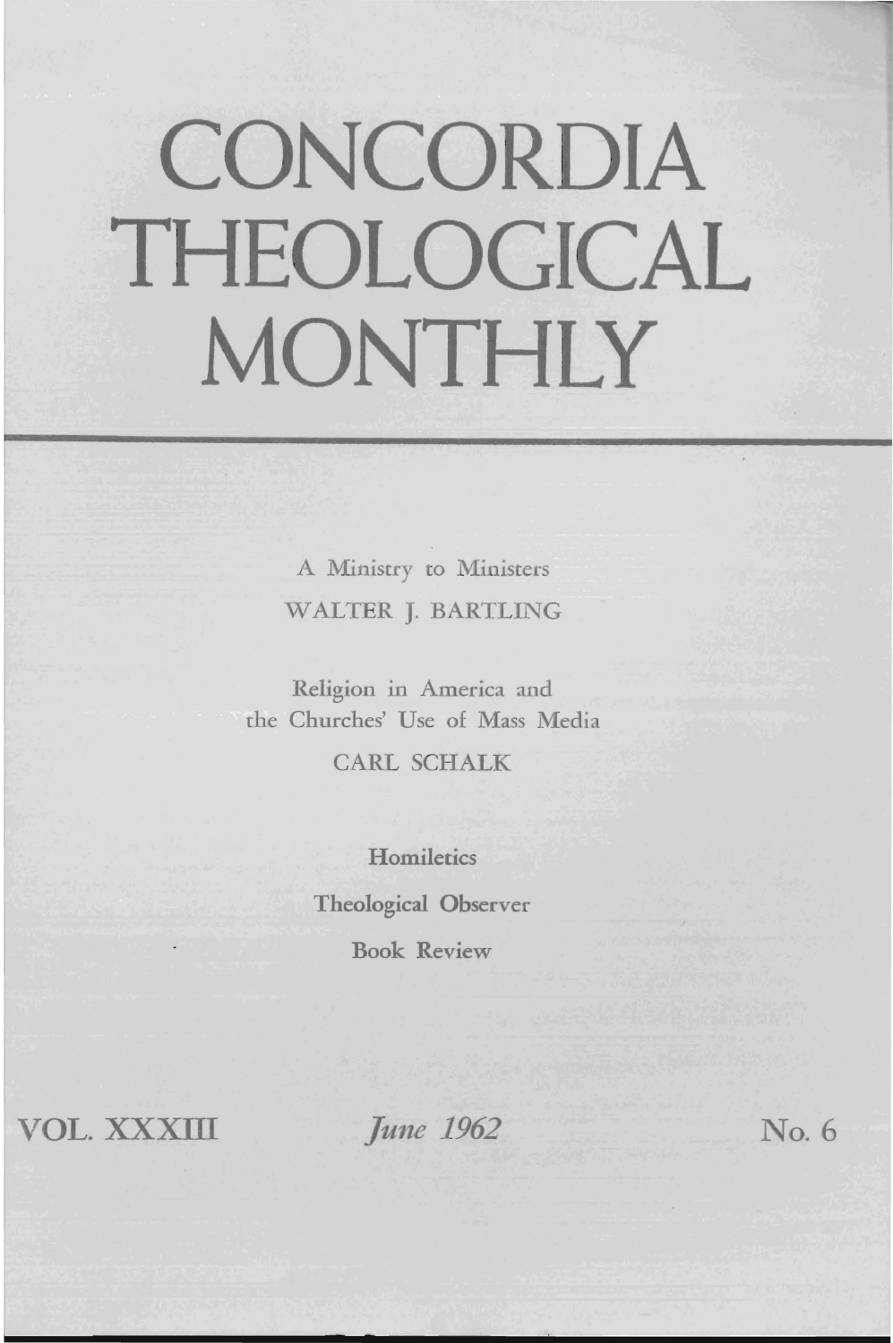# CONCORDIA THEOLOGICAL MONTHLY

A Ministry to Ministers

WALTER J. BARTLING

Religion in America and the Churches' Use of Mass Media

CARL SCHALK

Homiletics

Theological Observer

Book Review

VOL. XXXIII | *June 1962* | No. 6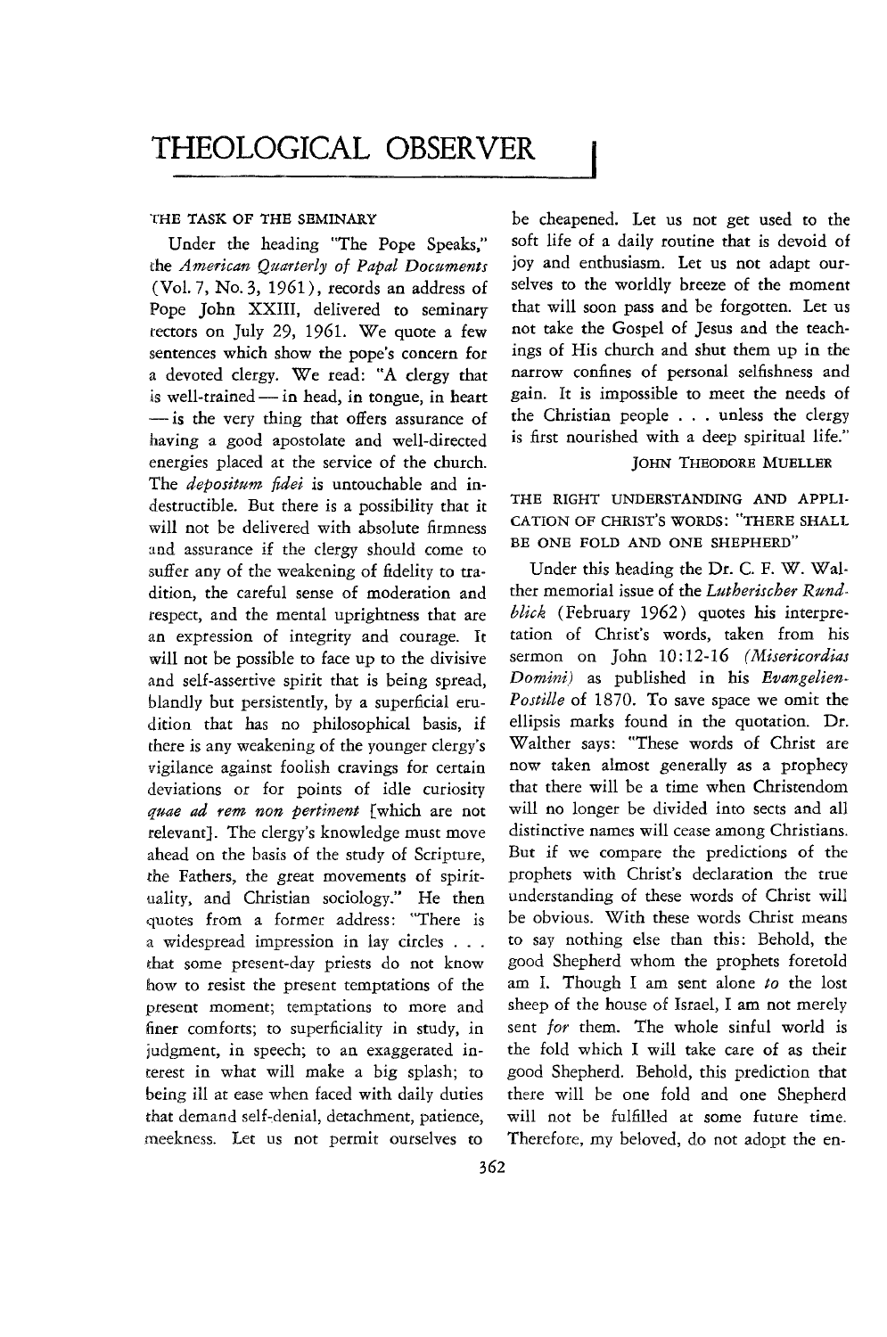# THEOLOGICAL OBSERVER

## THE TASK OF THE SEMINARY

Under the heading "The Pope Speaks," the *American Quarterly of Papal Documents* (Vol. 7, No. 3, 1961), records an address of Pope John XXIII, delivered to seminary rectors on July 29, 1961. We quote a few sentences which show the pope's concern for a devoted clergy. We read: "A clergy that is well-trained — in head, in tongue, in heart — is the very thing that offers assurance of having a good apostolate and well-directed energies placed at the service of the church. The *depositum fidei* is untouchable and indestructible. But there is a possibility that it will not be delivered with absolute firmness and assurance if the clergy should come to suffer any of the weakening of fidelity to tradition, the careful sense of moderation and respect, and the mental uprightness that are an expression of integrity and courage. It will not be possible to face up to the divisive and self-assertive spirit that is being spread, blandly but persistently, by a superficial erudition that has no philosophical basis, if there is any weakening of the younger clergy's vigilance against foolish cravings for certain deviations or for points of idle curiosity *quae ad rem non pertinent* [which are not relevant]. The clergy's knowledge must move ahead on the basis of the study of Scripture, the Fathers, the great movements of spirituality, and Christian sociology." He then quotes from a former address: "There is a widespread impression in lay circles . . . that some present-day priests do not know how to resist the present temptations of the present moment; temptations to more and finer comforts; to superficiality in study, in judgment, in speech; to an exaggerated interest in what will make a big splash; to being ill at ease when faced with daily duties that demand self-denial, detachment, patience, meekness. Let us not permit ourselves to be cheapened. Let us not get used to the soft life of a daily routine that is devoid of joy and enthusiasm. Let us not adapt ourselves to the worldly breeze of the moment that will soon pass and be forgotten. Let us not take the Gospel of Jesus and the teachings of His church and shut them up in the narrow confines of personal selfishness and gain. It is impossible to meet the needs of the Christian people . . . unless the clergy is first nourished with a deep spiritual life."

JOHN THEODORE MUELLER

## THE RIGHT UNDERSTANDING AND APPLICATION OF CHRIST'S WORDS: "THERE SHALL BE ONE FOLD AND ONE SHEPHERD"

Under this heading the Dr. C. F. W. Walther memorial issue of the *Lutherischer Rundblick* (February 1962) quotes his interpretation of Christ's words, taken from his sermon on John 10:12-16 *(Misericordias Domini)* as published in his *Evangelien-Postille* of 1870. To save space we omit the ellipsis marks found in the quotation. Dr. Walther says: "These words of Christ are now taken almost generally as a prophecy that there will be a time when Christendom will no longer be divided into sects and all distinctive names will cease among Christians. But if we compare the predictions of the prophets with Christ's declaration the true understanding of these words of Christ will be obvious. With these words Christ means to say nothing else than this: Behold, the good Shepherd whom the prophets foretold am I. Though I am sent alone *to* the lost sheep of the house of Israel, I am not merely sent *for* them. The whole sinful world is the fold which I will take care of as their good Shepherd. Behold, this prediction that there will be one fold and one Shepherd will not be fulfilled at some future time. Therefore, my beloved, do not adopt the en-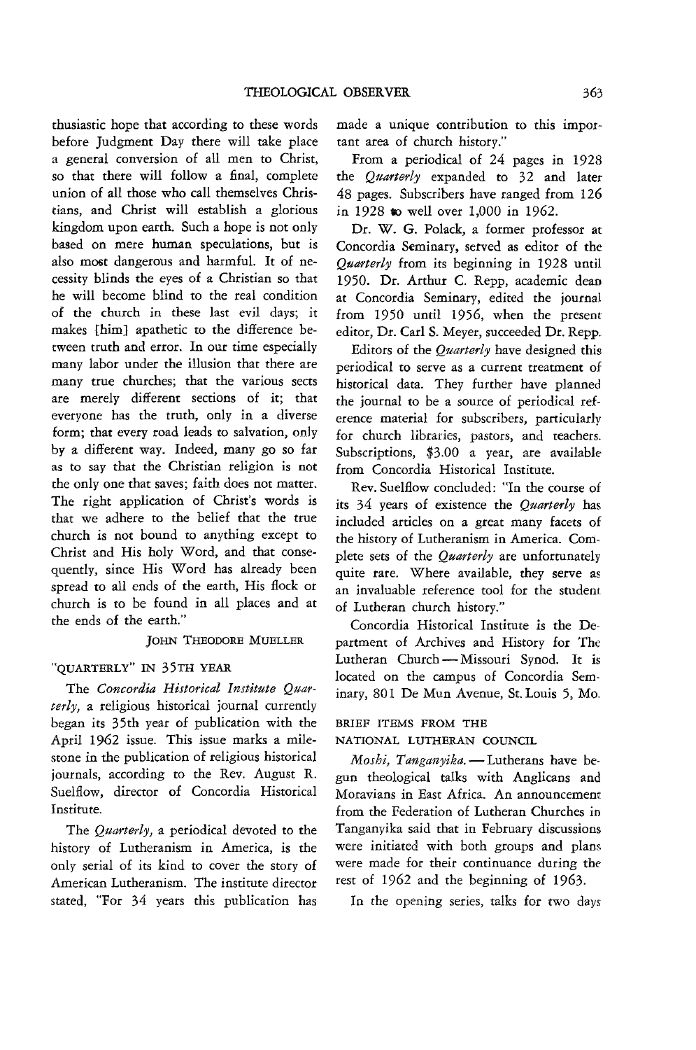thusiastic hope that according to these words before Judgment Day there will take place a general conversion of all men to Christ, so that there will follow a final, complete union of all those who call themselves Christians, and Christ will establish a glorious kingdom upon earth. Such a hope is not only based on mere human speculations, but is also most dangerous and harmful. It of necessity blinds the eyes of a Christian so that he will become blind to the real condition of the church in these last evil days; it makes [him] apathetic to the difference between truth and error. In our time especially many labor under the illusion that there are many true churches; that the various sects are merely different sections of it; that everyone has the truth, only in a diverse form; that every road leads to salvation, only by a different way. Indeed, many go so far as to say that the Christian religion is not the only one that saves; faith does not matter. The right application of Christ's words is that we adhere to the belief that the true church is not bound to anything except to Christ and His holy Word, and that consequently, since His Word has already been spread to all ends of the earth, His flock or church is to be found in all places and at the ends of the earth."

JOHN THEODORE MUELLER

## "QUARTERLY" IN 35TH YEAR

The *Concordia Historical Institute Quarterly,* a religious historical journal currently began its 35th year of publication with the April 1962 issue. This issue marks a milestone in the publication of religious historical journals, according to the Rev. August R. Suelflow, director of Concordia Historical Institute.

The *Quarterly,* a periodical devoted to the history of Lutheranism in America, is the only serial of its kind to cover the story of American Lutheranism. The institute director stated, "For 34 years this publication has made a unique contribution to this important area of church history."

From a periodical of 24 pages in 1928 the *Quarterly* expanded to 32 and later 48 pages. Subscribers have ranged from 126 in 1928 to well over 1,000 in 1962.

Dr. W. G. Polack, a former professor at Concordia Seminary, served as editor of the *Quarterly* from its beginning in 1928 until 1950. Dr. Arthur C. Repp, academic dean at Concordia Seminary, edited the journal from 1950 until 1956, when the present editor, Dr. Carl S. Meyer, succeeded Dr. Repp.

Editors of the *Quarterly* have designed this periodical to serve as a current treatment of historical data. They further have planned the journal to be a source of periodical reference material for subscribers, particularly for church libraries, pastors, and teachers. Subscriptions, $3.00 a year, are available from Concordia Historical Institute.

Rev. Suelflow concluded: "In the course of its 34 years of existence the *Quarterly* has included articles on a great many facets of the history of Lutheranism in America. Complete sets of the *Quarterly* are unfortunately quite rare. Where available, they serve as an invaluable reference tool for the student of Lutheran church history."

Concordia Historical Institute is the Department of Archives and History for The Lutheran Church — Missouri Synod. It is located on the campus of Concordia Seminary, 801 De Mun Avenue, St. Louis 5, Mo.

## BRIEF ITEMS FROM THE NATIONAL LUTHERAN COUNCIL

*Moshi, Tanganyika.* — Lutherans have begun theological talks with Anglicans and Moravians in East Africa. An announcement from the Federation of Lutheran Churches in Tanganyika said that in February discussions were initiated with both groups and plans were made for their continuance during the rest of 1962 and the beginning of 1963.

In the opening series, talks for two days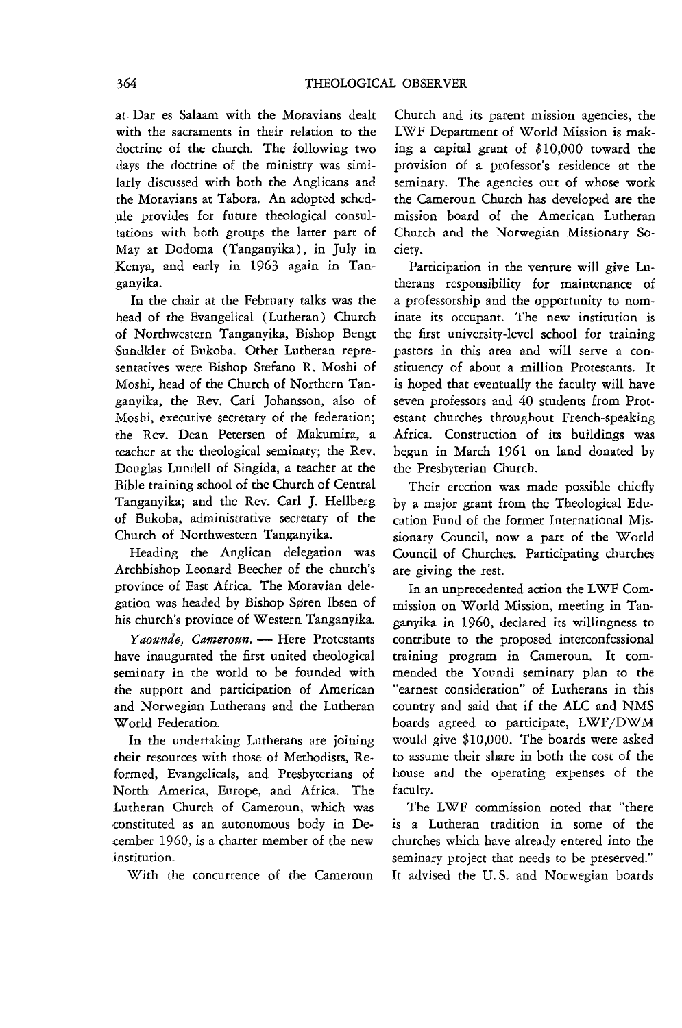at Dar es Salaam with the Moravians dealt with the sacraments in their relation to the doctrine of the church. The following two days the doctrine of the ministry was similarly discussed with both the Anglicans and the Moravians at Tabora. An adopted schedule provides for future theological consultations with both groups the latter part of May at Dodoma (Tanganyika), in July in Kenya, and early in 1963 again in Tanganyika.

In the chair at the February talks was the head of the Evangelical (Lutheran) Church of Northwestern Tanganyika, Bishop Bengt Sundkler of Bukoba. Other Lutheran representatives were Bishop Stefano R. Moshi of Moshi, head of the Church of Northern Tanganyika, the Rev. Carl Johansson, also of Moshi, executive secretary of the federation; the Rev. Dean Petersen of Makumira, a teacher at the theological seminary; the Rev. Douglas Lundell of Singida, a teacher at the Bible training school of the Church of Central Tanganyika; and the Rev. Carl J. Hellberg of Bukoba, administrative secretary of the Church of Northwestern Tanganyika.

Heading the Anglican delegation was Archbishop Leonard Beecher of the church's province of East Africa. The Moravian delegation was headed by Bishop Søren Ibsen of his church's province of Western Tanganyika.

*Yaounde, Cameroun.* — Here Protestants have inaugurated the first united theological seminary in the world to be founded with the support and participation of American and Norwegian Lutherans and the Lutheran World Federation.

In the undertaking Lutherans are joining their resources with those of Methodists, Reformed, Evangelicals, and Presbyterians of North America, Europe, and Africa. The Lutheran Church of Cameroun, which was constituted as an autonomous body in December 1960, is a charter member of the new institution.

With the concurrence of the Cameroun Church and its parent mission agencies, the LWF Department of World Mission is making a capital grant of $10,000 toward the provision of a professor's residence at the seminary. The agencies out of whose work the Cameroun Church has developed are the mission board of the American Lutheran Church and the Norwegian Missionary Society.

Participation in the venture will give Lutherans responsibility for maintenance of a professorship and the opportunity to nominate its occupant. The new institution is the first university-level school for training pastors in this area and will serve a constituency of about a million Protestants. It is hoped that eventually the faculty will have seven professors and 40 students from Protestant churches throughout French-speaking Africa. Construction of its buildings was begun in March 1961 on land donated by the Presbyterian Church.

Their erection was made possible chiefly by a major grant from the Theological Education Fund of the former International Missionary Council, now a part of the World Council of Churches. Participating churches are giving the rest.

In an unprecedented action the LWF Commission on World Mission, meeting in Tanganyika in 1960, declared its willingness to contribute to the proposed interconfessional training program in Cameroun. It commended the Youndi seminary plan to the "earnest consideration" of Lutherans in this country and said that if the ALC and NMS boards agreed to participate, LWF/DWM would give $10,000. The boards were asked to assume their share in both the cost of the house and the operating expenses of the faculty.

The LWF commission noted that "there is a Lutheran tradition in some of the churches which have already entered into the seminary project that needs to be preserved." It advised the U. S. and Norwegian boards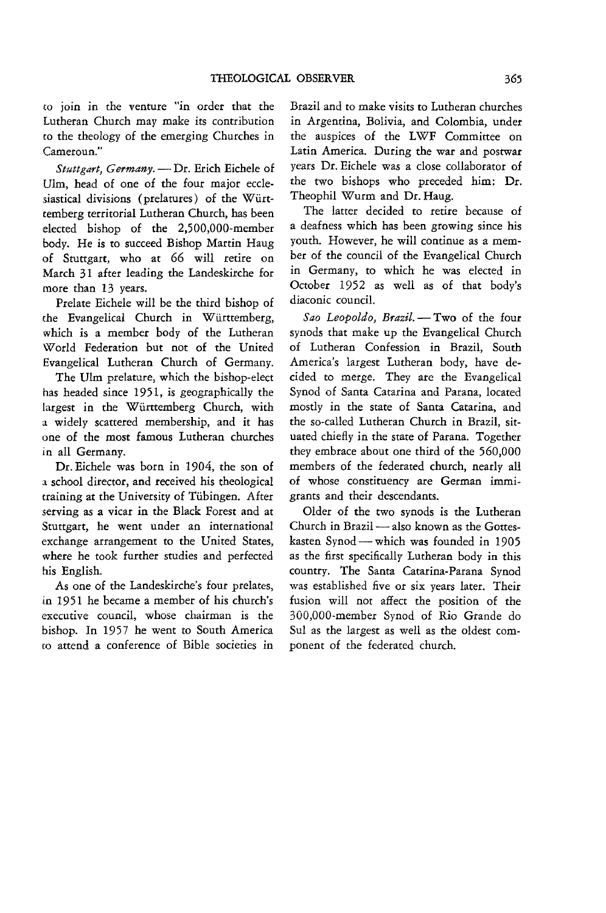to join in the venture "in order that the Lutheran Church may make its contribution to the theology of the emerging Churches in Cameroun."

*Stuttgart, Germany.* — Dr. Erich Eichele of Ulm, head of one of the four major ecclesiastical divisions (prelatures) of the Württemberg territorial Lutheran Church, has been elected bishop of the 2,500,000-member body. He is to succeed Bishop Martin Haug of Stuttgart, who at 66 will retire on March 31 after leading the Landeskirche for more than 13 years.

Prelate Eichele will be the third bishop of the Evangelical Church in Württemberg, which is a member body of the Lutheran World Federation but not of the United Evangelical Lutheran Church of Germany.

The Ulm prelature, which the bishop-elect has headed since 1951, is geographically the largest in the Württemberg Church, with a widely scattered membership, and it has one of the most famous Lutheran churches in all Germany.

Dr. Eichele was born in 1904, the son of a school director, and received his theological training at the University of Tübingen. After serving as a vicar in the Black Forest and at Stuttgart, he went under an international exchange arrangement to the United States, where he took further studies and perfected his English.

As one of the Landeskirche's four prelates, in 1951 he became a member of his church's executive council, whose chairman is the bishop. In 1957 he went to South America to attend a conference of Bible societies in Brazil and to make visits to Lutheran churches in Argentina, Bolivia, and Colombia, under the auspices of the LWF Committee on Latin America. During the war and postwar years Dr. Eichele was a close collaborator of the two bishops who preceded him: Dr. Theophil Wurm and Dr. Haug.

The latter decided to retire because of a deafness which has been growing since his youth. However, he will continue as a member of the council of the Evangelical Church in Germany, to which he was elected in October 1952 as well as of that body's diaconic council.

*Sao Leopoldo, Brazil.* — Two of the four synods that make up the Evangelical Church of Lutheran Confession in Brazil, South America's largest Lutheran body, have decided to merge. They are the Evangelical Synod of Santa Catarina and Parana, located mostly in the state of Santa Catarina, and the so-called Lutheran Church in Brazil, situated chiefly in the state of Parana. Together they embrace about one third of the 560,000 members of the federated church, nearly all of whose constituency are German immigrants and their descendants.

Older of the two synods is the Lutheran Church in Brazil — also known as the Gotteskasten Synod — which was founded in 1905 as the first specifically Lutheran body in this country. The Santa Catarina-Parana Synod was established five or six years later. Their fusion will not affect the position of the 300,000-member Synod of Rio Grande do Sul as the largest as well as the oldest component of the federated church.